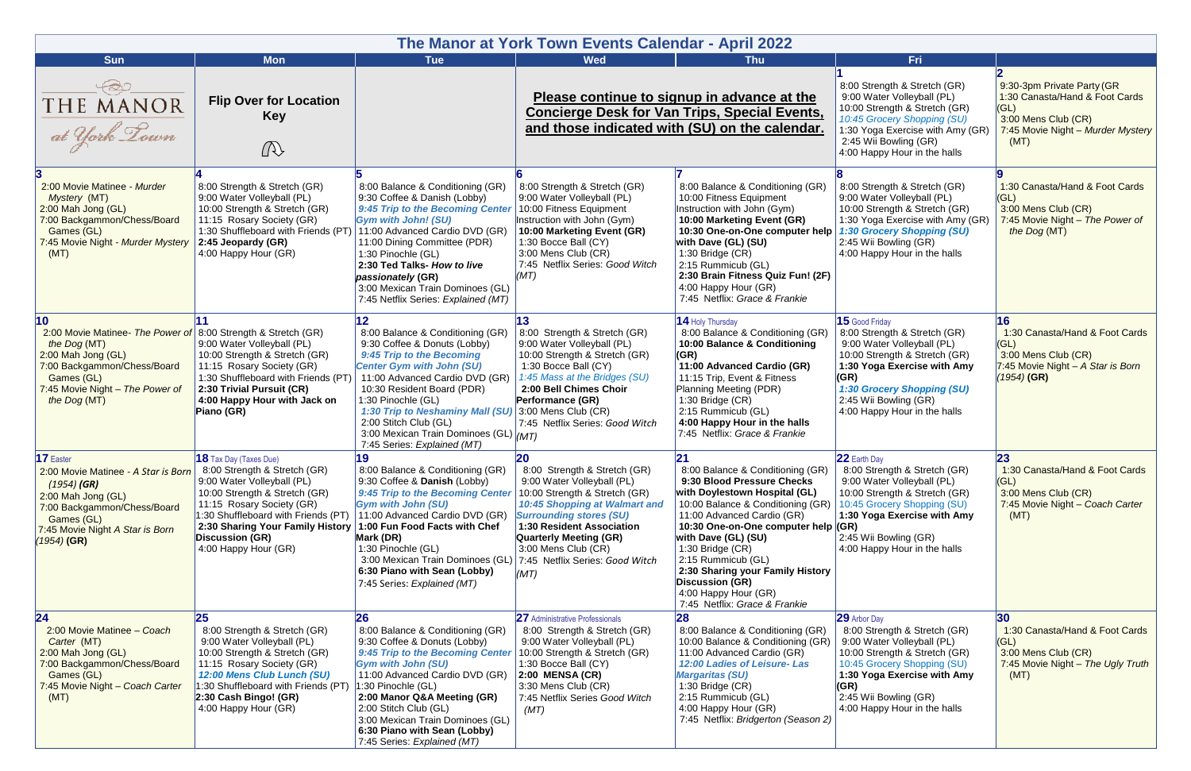# The Manor at York Town Events Calendar - April 2022

| Sun | Mon | Tue | Wed | Thu | Fri | Sat |
|---|---|---|---|---|---|---|
| THE MANOR at York Town | **Flip Over for Location Key** | | **Please continue to signup in advance at the Concierge Desk for Van Trips, Special Events, and those indicated with (SU) on the calendar.** | | **1**<br>8:00 Strength & Stretch (GR)<br>9:00 Water Volleyball (PL)<br>10:00 Strength & Stretch (GR)<br>*10:45 Grocery Shopping (SU)*<br>1:30 Yoga Exercise with Amy (GR)<br>2:45 Wii Bowling (GR)<br>4:00 Happy Hour in the halls | **2**<br>9:30-3pm Private Party (GR<br>1:30 Canasta/Hand & Foot Cards (GL)<br>3:00 Mens Club (CR)<br>7:45 Movie Night – *Murder Mystery* (MT) |
| **3**<br>2:00 Movie Matinee - *Murder Mystery* (MT)<br>2:00 Mah Jong (GL)<br>7:00 Backgammon/Chess/Board Games (GL)<br>7:45 Movie Night - *Murder Mystery* (MT) | **4**<br>8:00 Strength & Stretch (GR)<br>9:00 Water Volleyball (PL)<br>10:00 Strength & Stretch (GR)<br>11:15 Rosary Society (GR)<br>1:30 Shuffleboard with Friends (PT)<br>**2:45 Jeopardy (GR)**<br>4:00 Happy Hour (GR) | **5**<br>8:00 Balance & Conditioning (GR)<br>9:30 Coffee & Danish (Lobby)<br>***9:45 Trip to the Becoming Center Gym with John! (SU)***<br>11:00 Advanced Cardio DVD (GR)<br>11:00 Dining Committee (PDR)<br>1:30 Pinochle (GL)<br>**2:30 Ted Talks- *How to live passionately* (GR)**<br>3:00 Mexican Train Dominoes (GL)<br>7:45 Netflix Series: *Explained (MT)* | **6**<br>8:00 Strength & Stretch (GR)<br>9:00 Water Volleyball (PL)<br>10:00 Fitness Equipment Instruction with John (Gym)<br>**10:00 Marketing Event (GR)**<br>1:30 Bocce Ball (CY)<br>3:00 Mens Club (CR)<br>7:45 Netflix Series: *Good Witch (MT)* | **7**<br>8:00 Balance & Conditioning (GR)<br>10:00 Fitness Equipment Instruction with John (Gym)<br>**10:00 Marketing Event (GR)**<br>**10:30 One-on-One computer help with Dave (GL) (SU)**<br>1:30 Bridge (CR)<br>2:15 Rummicub (GL)<br>**2:30 Brain Fitness Quiz Fun! (2F)**<br>4:00 Happy Hour (GR)<br>7:45 Netflix: *Grace & Frankie* | **8**<br>8:00 Strength & Stretch (GR)<br>9:00 Water Volleyball (PL)<br>10:00 Strength & Stretch (GR)<br>1:30 Yoga Exercise with Amy (GR)<br>***1:30 Grocery Shopping (SU)***<br>2:45 Wii Bowling (GR)<br>4:00 Happy Hour in the halls | **9**<br>1:30 Canasta/Hand & Foot Cards (GL)<br>3:00 Mens Club (CR)<br>7:45 Movie Night – *The Power of the Dog* (MT) |
| **10**<br>2:00 Movie Matinee- *The Power of the Dog* (MT)<br>2:00 Mah Jong (GL)<br>7:00 Backgammon/Chess/Board Games (GL)<br>7:45 Movie Night – *The Power of the Dog* (MT) | **11**<br>8:00 Strength & Stretch (GR)<br>9:00 Water Volleyball (PL)<br>10:00 Strength & Stretch (GR)<br>11:15 Rosary Society (GR)<br>1:30 Shuffleboard with Friends (PT)<br>**2:30 Trivial Pursuit (CR)**<br>**4:00 Happy Hour with Jack on Piano (GR)** | **12**<br>8:00 Balance & Conditioning (GR)<br>9:30 Coffee & Donuts (Lobby)<br>***9:45 Trip to the Becoming Center Gym with John (SU)***<br>11:00 Advanced Cardio DVD (GR)<br>10:30 Resident Board (PDR)<br>1:30 Pinochle (GL)<br>***1:30 Trip to Neshaminy Mall (SU)***<br>2:00 Stitch Club (GL)<br>3:00 Mexican Train Dominoes (GL)<br>7:45 Series: *Explained (MT)* | **13**<br>8:00 Strength & Stretch (GR)<br>9:00 Water Volleyball (PL)<br>10:00 Strength & Stretch (GR)<br>1:30 Bocce Ball (CY)<br>*1:45 Mass at the Bridges (SU)*<br>**2:00 Bell Chimes Choir Performance (GR)**<br>3:00 Mens Club (CR)<br>7:45 Netflix Series: *Good Witch (MT)* | **14** Holy Thursday<br>8:00 Balance & Conditioning (GR)<br>**10:00 Balance & Conditioning (GR)**<br>**11:00 Advanced Cardio (GR)**<br>11:15 Trip, Event & Fitness Planning Meeting (PDR)<br>1:30 Bridge (CR)<br>2:15 Rummicub (GL)<br>**4:00 Happy Hour in the halls**<br>7:45 Netflix: *Grace & Frankie* | **15** Good Friday<br>8:00 Strength & Stretch (GR)<br>9:00 Water Volleyball (PL)<br>10:00 Strength & Stretch (GR)<br>**1:30 Yoga Exercise with Amy (GR)**<br>***1:30 Grocery Shopping (SU)***<br>2:45 Wii Bowling (GR)<br>4:00 Happy Hour in the halls | **16**<br>1:30 Canasta/Hand & Foot Cards (GL)<br>3:00 Mens Club (CR)<br>7:45 Movie Night – *A Star is Born (1954)* **(GR)** |
| **17** Easter<br>2:00 Movie Matinee - *A Star is Born (1954)* ***(GR)***<br>2:00 Mah Jong (GL)<br>7:00 Backgammon/Chess/Board Games (GL)<br>7:45 Movie Night *A Star is Born (1954)* **(GR)** | **18** Tax Day (Taxes Due)<br>8:00 Strength & Stretch (GR)<br>9:00 Water Volleyball (PL)<br>10:00 Strength & Stretch (GR)<br>11:15 Rosary Society (GR)<br>1:30 Shuffleboard with Friends (PT)<br>**2:30 Sharing Your Family History Discussion (GR)**<br>4:00 Happy Hour (GR) | **19**<br>8:00 Balance & Conditioning (GR)<br>9:30 Coffee & **Danish** (Lobby)<br>***9:45 Trip to the Becoming Center Gym with John (SU)***<br>11:00 Advanced Cardio DVD (GR)<br>**1:00 Fun Food Facts with Chef Mark (DR)**<br>1:30 Pinochle (GL)<br>3:00 Mexican Train Dominoes (GL)<br>**6:30 Piano with Sean (Lobby)**<br>7:45 Series: *Explained (MT)* | **20**<br>8:00 Strength & Stretch (GR)<br>9:00 Water Volleyball (PL)<br>10:00 Strength & Stretch (GR)<br>***10:45 Shopping at Walmart and Surrounding stores (SU)***<br>**1:30 Resident Association Quarterly Meeting (GR)**<br>3:00 Mens Club (CR)<br>7:45 Netflix Series: *Good Witch (MT)* | **21**<br>8:00 Balance & Conditioning (GR)<br>**9:30 Blood Pressure Checks with Doylestown Hospital (GL)**<br>10:00 Balance & Conditioning (GR)<br>11:00 Advanced Cardio (GR)<br>**10:30 One-on-One computer help with Dave (GL) (SU)**<br>1:30 Bridge (CR)<br>2:15 Rummicub (GL)<br>**2:30 Sharing your Family History Discussion (GR)**<br>4:00 Happy Hour (GR)<br>7:45 Netflix: *Grace & Frankie* | **22** Earth Day<br>8:00 Strength & Stretch (GR)<br>9:00 Water Volleyball (PL)<br>10:00 Strength & Stretch (GR)<br>*10:45 Grocery Shopping (SU)*<br>**1:30 Yoga Exercise with Amy (GR)**<br>2:45 Wii Bowling (GR)<br>4:00 Happy Hour in the halls | **23**<br>1:30 Canasta/Hand & Foot Cards (GL)<br>3:00 Mens Club (CR)<br>7:45 Movie Night – *Coach Carter* (MT) |
| **24**<br>2:00 Movie Matinee – *Coach Carter* (MT)<br>2:00 Mah Jong (GL)<br>7:00 Backgammon/Chess/Board Games (GL)<br>7:45 Movie Night – *Coach Carter* (MT) | **25**<br>8:00 Strength & Stretch (GR)<br>9:00 Water Volleyball (PL)<br>10:00 Strength & Stretch (GR)<br>11:15 Rosary Society (GR)<br>***12:00 Mens Club Lunch (SU)***<br>1:30 Shuffleboard with Friends (PT)<br>**2:30 Cash Bingo! (GR)**<br>4:00 Happy Hour (GR) | **26**<br>8:00 Balance & Conditioning (GR)<br>9:30 Coffee & Donuts (Lobby)<br>***9:45 Trip to the Becoming Center Gym with John (SU)***<br>11:00 Advanced Cardio DVD (GR)<br>1:30 Pinochle (GL)<br>**2:00 Manor Q&A Meeting (GR)**<br>2:00 Stitch Club (GL)<br>3:00 Mexican Train Dominoes (GL)<br>**6:30 Piano with Sean (Lobby)**<br>7:45 Series: *Explained (MT)* | **27** Administrative Professionals<br>8:00 Strength & Stretch (GR)<br>9:00 Water Volleyball (PL)<br>10:00 Strength & Stretch (GR)<br>1:30 Bocce Ball (CY)<br>**2:00 MENSA (CR)**<br>3:30 Mens Club (CR)<br>7:45 Netflix Series *Good Witch (MT)* | **28**<br>8:00 Balance & Conditioning (GR)<br>10:00 Balance & Conditioning (GR)<br>11:00 Advanced Cardio (GR)<br>***12:00 Ladies of Leisure- Las Margaritas (SU)***<br>1:30 Bridge (CR)<br>2:15 Rummicub (GL)<br>4:00 Happy Hour (GR)<br>7:45 Netflix: *Bridgerton (Season 2)* | **29** Arbor Day<br>8:00 Strength & Stretch (GR)<br>9:00 Water Volleyball (PL)<br>10:00 Strength & Stretch (GR)<br>*10:45 Grocery Shopping (SU)*<br>**1:30 Yoga Exercise with Amy (GR)**<br>2:45 Wii Bowling (GR)<br>4:00 Happy Hour in the halls | **30**<br>1:30 Canasta/Hand & Foot Cards (GL)<br>3:00 Mens Club (CR)<br>7:45 Movie Night – *The Ugly Truth* (MT) |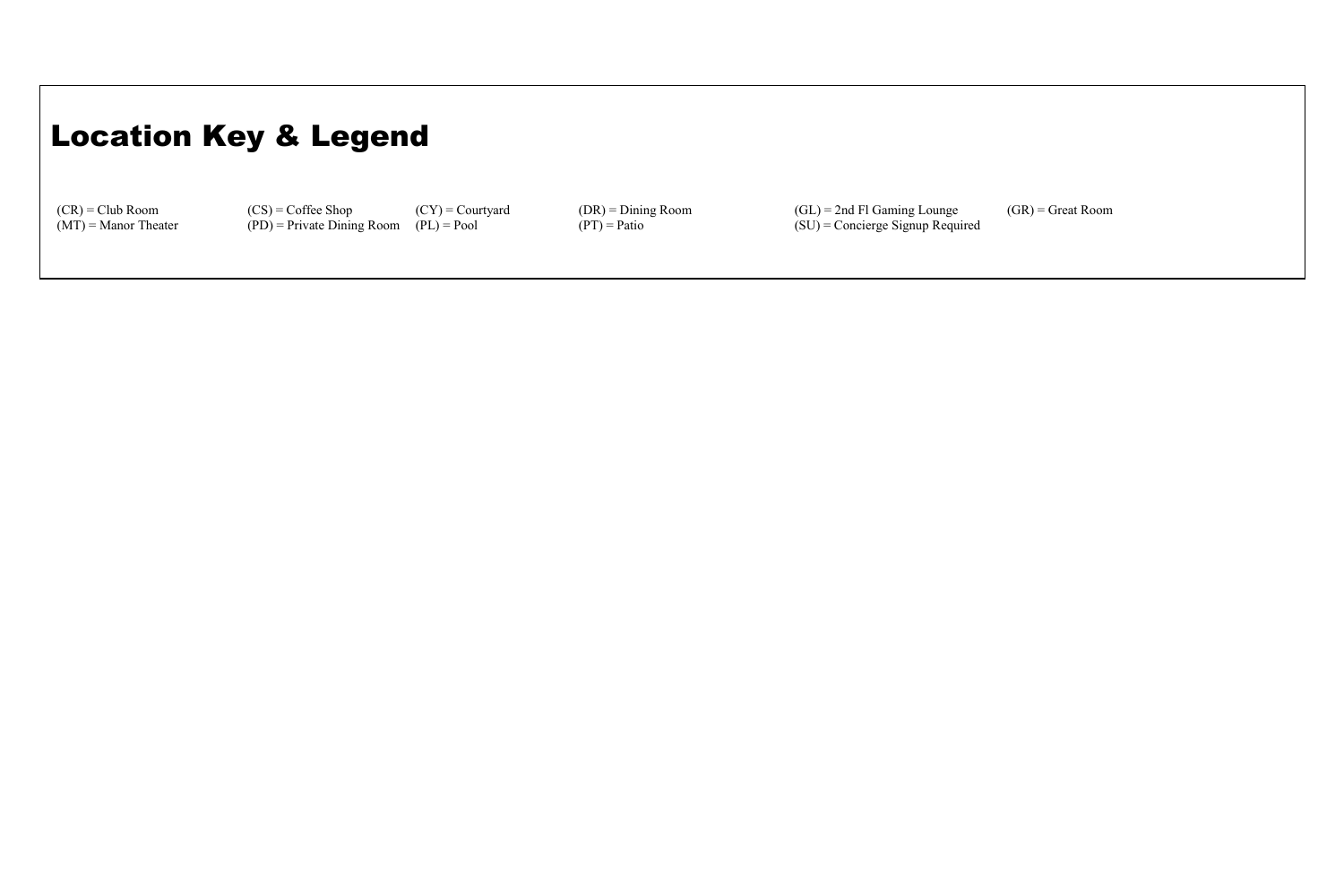## Location Key & Legend

| | | | | | |
|---|---|---|---|---|---|
| (CR) = Club Room | (CS) = Coffee Shop | (CY) = Courtyard | (DR) = Dining Room | (GL) = 2nd Fl Gaming Lounge | (GR) = Great Room |
| (MT) = Manor Theater | (PD) = Private Dining Room | (PL) = Pool | (PT) = Patio | (SU) = Concierge Signup Required | |